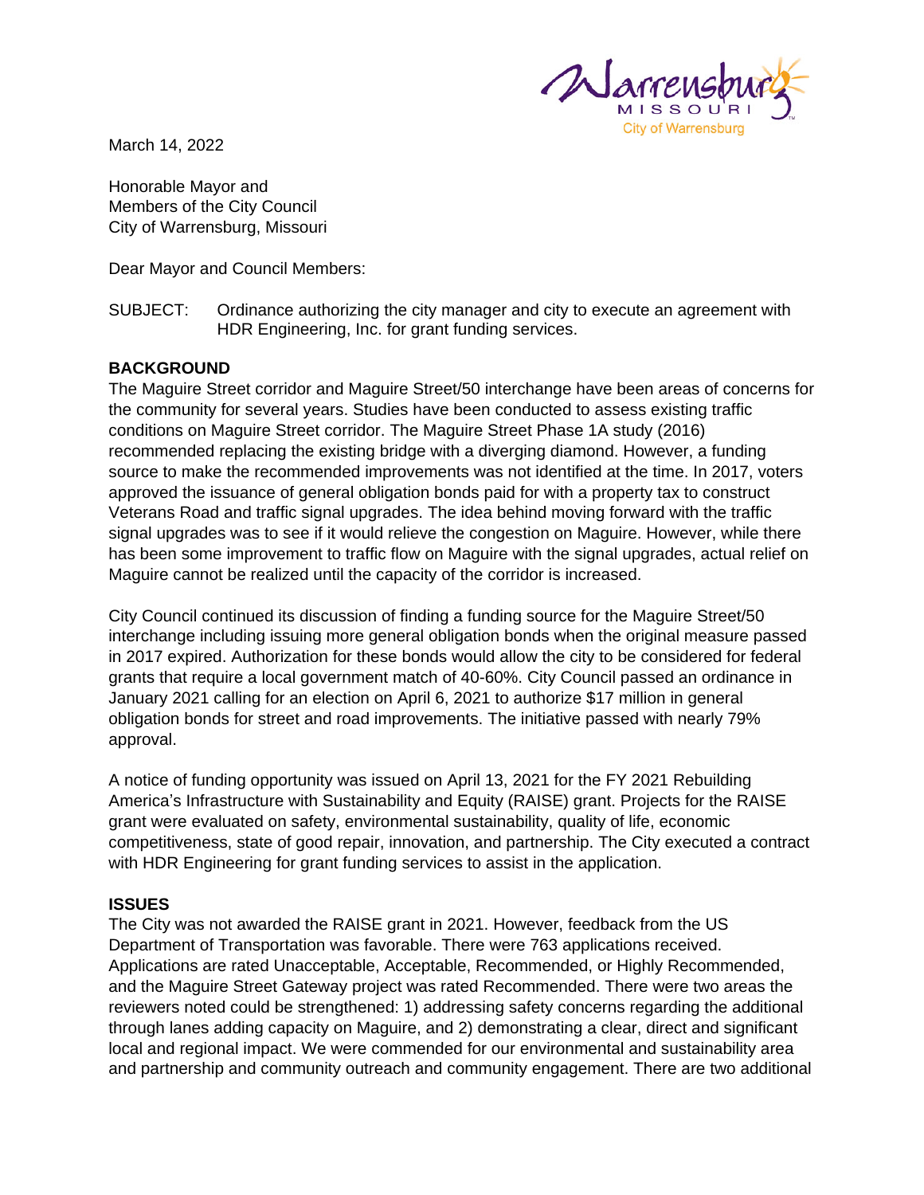Warrensburg MISSOURI
City of Warrensburg

March 14, 2022

Honorable Mayor and
Members of the City Council
City of Warrensburg, Missouri

Dear Mayor and Council Members:

SUBJECT: Ordinance authorizing the city manager and city to execute an agreement with HDR Engineering, Inc. for grant funding services.

**BACKGROUND**

The Maguire Street corridor and Maguire Street/50 interchange have been areas of concerns for the community for several years. Studies have been conducted to assess existing traffic conditions on Maguire Street corridor. The Maguire Street Phase 1A study (2016) recommended replacing the existing bridge with a diverging diamond. However, a funding source to make the recommended improvements was not identified at the time. In 2017, voters approved the issuance of general obligation bonds paid for with a property tax to construct Veterans Road and traffic signal upgrades. The idea behind moving forward with the traffic signal upgrades was to see if it would relieve the congestion on Maguire. However, while there has been some improvement to traffic flow on Maguire with the signal upgrades, actual relief on Maguire cannot be realized until the capacity of the corridor is increased.

City Council continued its discussion of finding a funding source for the Maguire Street/50 interchange including issuing more general obligation bonds when the original measure passed in 2017 expired. Authorization for these bonds would allow the city to be considered for federal grants that require a local government match of 40-60%. City Council passed an ordinance in January 2021 calling for an election on April 6, 2021 to authorize $17 million in general obligation bonds for street and road improvements. The initiative passed with nearly 79% approval.

A notice of funding opportunity was issued on April 13, 2021 for the FY 2021 Rebuilding America's Infrastructure with Sustainability and Equity (RAISE) grant. Projects for the RAISE grant were evaluated on safety, environmental sustainability, quality of life, economic competitiveness, state of good repair, innovation, and partnership. The City executed a contract with HDR Engineering for grant funding services to assist in the application.

**ISSUES**

The City was not awarded the RAISE grant in 2021. However, feedback from the US Department of Transportation was favorable. There were 763 applications received. Applications are rated Unacceptable, Acceptable, Recommended, or Highly Recommended, and the Maguire Street Gateway project was rated Recommended. There were two areas the reviewers noted could be strengthened: 1) addressing safety concerns regarding the additional through lanes adding capacity on Maguire, and 2) demonstrating a clear, direct and significant local and regional impact. We were commended for our environmental and sustainability area and partnership and community outreach and community engagement. There are two additional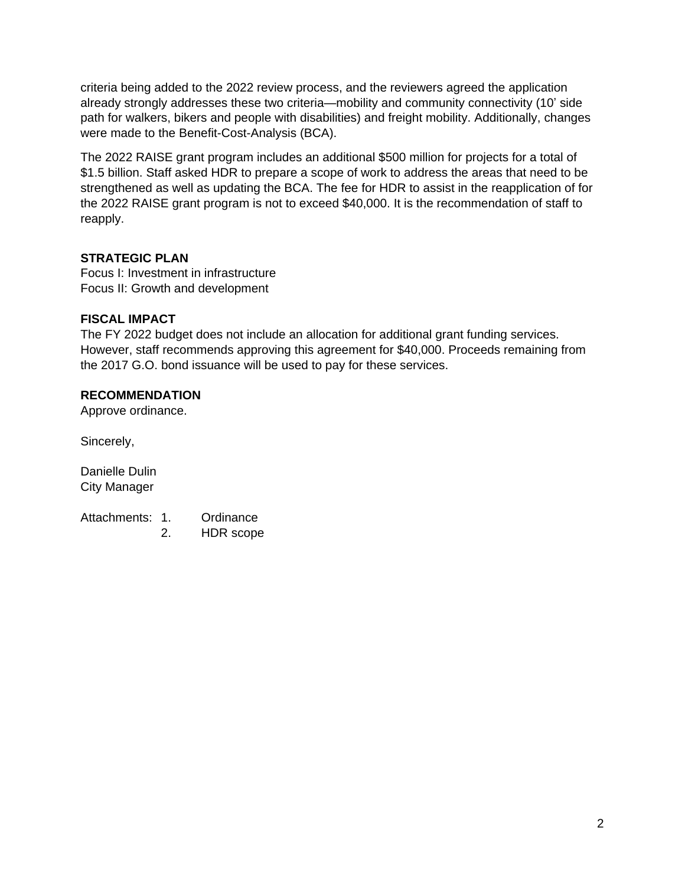criteria being added to the 2022 review process, and the reviewers agreed the application already strongly addresses these two criteria—mobility and community connectivity (10' side path for walkers, bikers and people with disabilities) and freight mobility. Additionally, changes were made to the Benefit-Cost-Analysis (BCA).

The 2022 RAISE grant program includes an additional $500 million for projects for a total of $1.5 billion. Staff asked HDR to prepare a scope of work to address the areas that need to be strengthened as well as updating the BCA. The fee for HDR to assist in the reapplication of for the 2022 RAISE grant program is not to exceed $40,000. It is the recommendation of staff to reapply.

**STRATEGIC PLAN**
Focus I: Investment in infrastructure
Focus II: Growth and development

**FISCAL IMPACT**
The FY 2022 budget does not include an allocation for additional grant funding services. However, staff recommends approving this agreement for $40,000. Proceeds remaining from the 2017 G.O. bond issuance will be used to pay for these services.

**RECOMMENDATION**
Approve ordinance.

Sincerely,

Danielle Dulin
City Manager

Attachments:
1. Ordinance
2. HDR scope